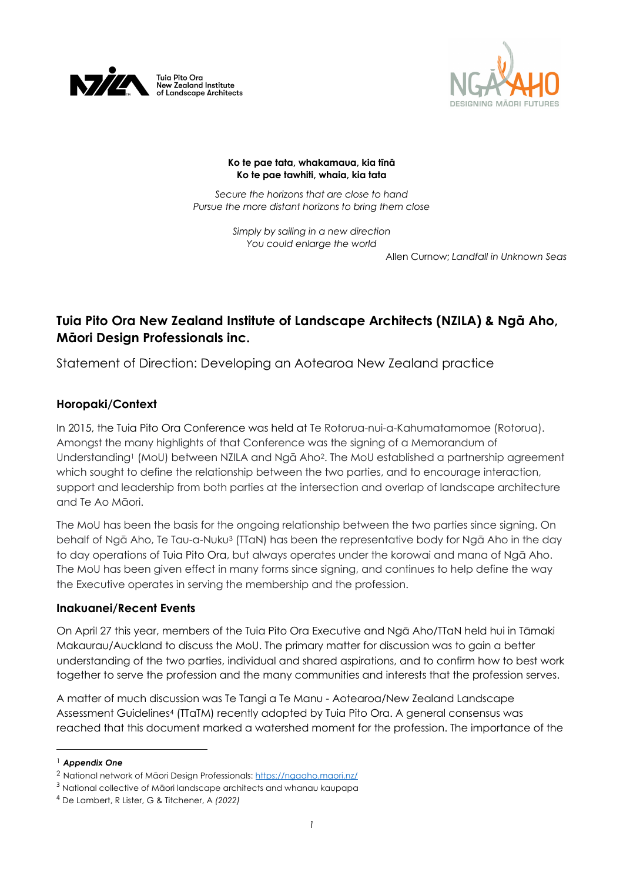Tuia Pito Ora
New Zealand Institute
of Landscape Architects

NGĀ AHO
DESIGNING MĀORI FUTURES

**Ko te pae tata, whakamaua, kia tīnā**
**Ko te pae tawhiti, whaia, kia tata**

*Secure the horizons that are close to hand*
*Pursue the more distant horizons to bring them close*

*Simply by sailing in a new direction*
*You could enlarge the world*

Allen Curnow; *Landfall in Unknown Seas*

## Tuia Pito Ora New Zealand Institute of Landscape Architects (NZILA) & Ngā Aho, Māori Design Professionals inc.

Statement of Direction: Developing an Aotearoa New Zealand practice

### Horopaki/Context

In 2015, the Tuia Pito Ora Conference was held at Te Rotorua-nui-a-Kahumatamomoe (Rotorua). Amongst the many highlights of that Conference was the signing of a Memorandum of Understanding[1] (MoU) between NZILA and Ngā Aho[2]. The MoU established a partnership agreement which sought to define the relationship between the two parties, and to encourage interaction, support and leadership from both parties at the intersection and overlap of landscape architecture and Te Ao Māori.

The MoU has been the basis for the ongoing relationship between the two parties since signing. On behalf of Ngā Aho, Te Tau-a-Nuku[3] (TTaN) has been the representative body for Ngā Aho in the day to day operations of Tuia Pito Ora, but always operates under the korowai and mana of Ngā Aho. The MoU has been given effect in many forms since signing, and continues to help define the way the Executive operates in serving the membership and the profession.

### Inakuanei/Recent Events

On April 27 this year, members of the Tuia Pito Ora Executive and Ngā Aho/TTaN held hui in Tāmaki Makaurau/Auckland to discuss the MoU. The primary matter for discussion was to gain a better understanding of the two parties, individual and shared aspirations, and to confirm how to best work together to serve the profession and the many communities and interests that the profession serves.

A matter of much discussion was Te Tangi a Te Manu - Aotearoa/New Zealand Landscape Assessment Guidelines[4] (TTaTM) recently adopted by Tuia Pito Ora. A general consensus was reached that this document marked a watershed moment for the profession. The importance of the

---

[1] ***Appendix One***

[2] National network of Māori Design Professionals: https://ngaaho.maori.nz/

[3] National collective of Māori landscape architects and whanau kaupapa

[4] De Lambert, R Lister, G & Titchener, A *(2022)*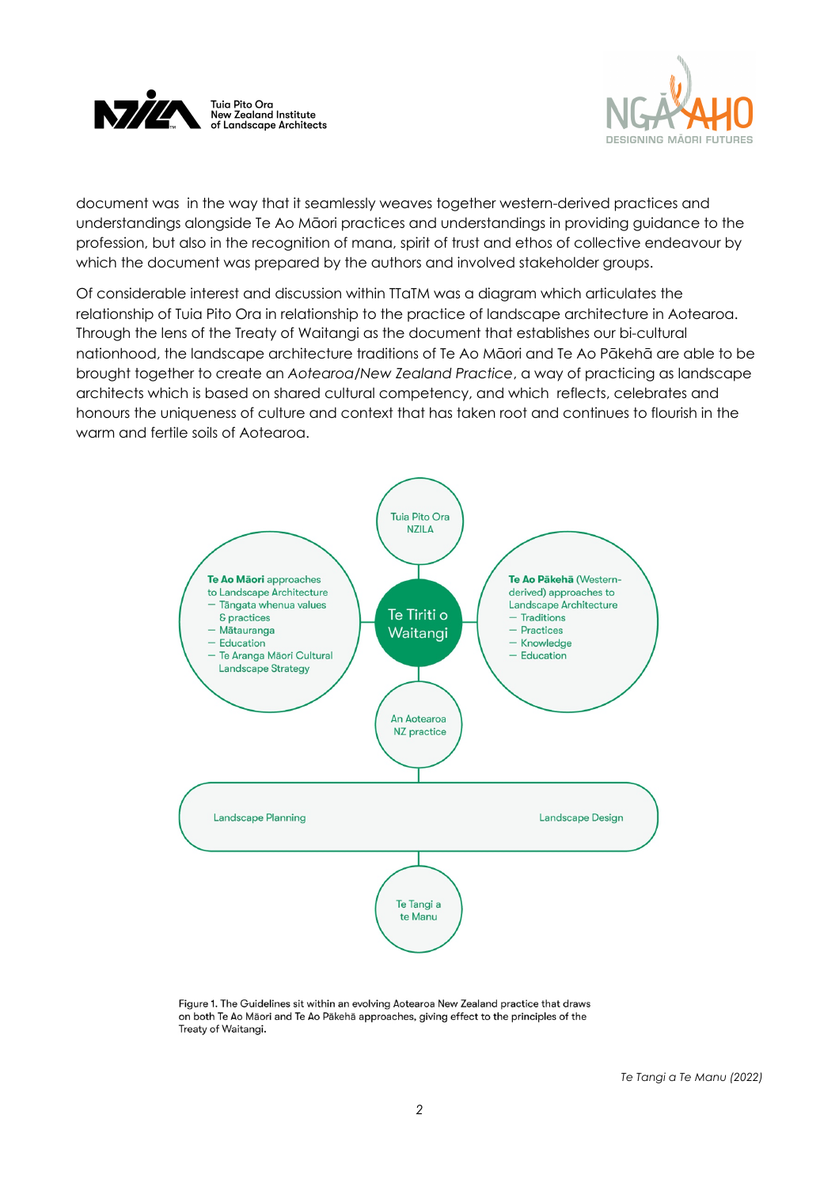document was in the way that it seamlessly weaves together western-derived practices and understandings alongside Te Ao Māori practices and understandings in providing guidance to the profession, but also in the recognition of mana, spirit of trust and ethos of collective endeavour by which the document was prepared by the authors and involved stakeholder groups.

Of considerable interest and discussion within TTaTM was a diagram which articulates the relationship of Tuia Pito Ora in relationship to the practice of landscape architecture in Aotearoa. Through the lens of the Treaty of Waitangi as the document that establishes our bi-cultural nationhood, the landscape architecture traditions of Te Ao Māori and Te Ao Pākehā are able to be brought together to create an *Aotearoa/New Zealand Practice*, a way of practicing as landscape architects which is based on shared cultural competency, and which reflects, celebrates and honours the uniqueness of culture and context that has taken root and continues to flourish in the warm and fertile soils of Aotearoa.

Tuia Pito Ora NZILA

**Te Ao Māori** approaches to Landscape Architecture
- Tāngata whenua values & practices
- Mātauranga
- Education
- Te Aranga Māori Cultural Landscape Strategy

Te Tiriti o Waitangi

**Te Ao Pākehā** (Western-derived) approaches to Landscape Architecture
- Traditions
- Practices
- Knowledge
- Education

An Aotearoa NZ practice

Landscape Planning

Landscape Design

Te Tangi a te Manu

Figure 1. The Guidelines sit within an evolving Aotearoa New Zealand practice that draws on both Te Ao Māori and Te Ao Pākehā approaches, giving effect to the principles of the Treaty of Waitangi.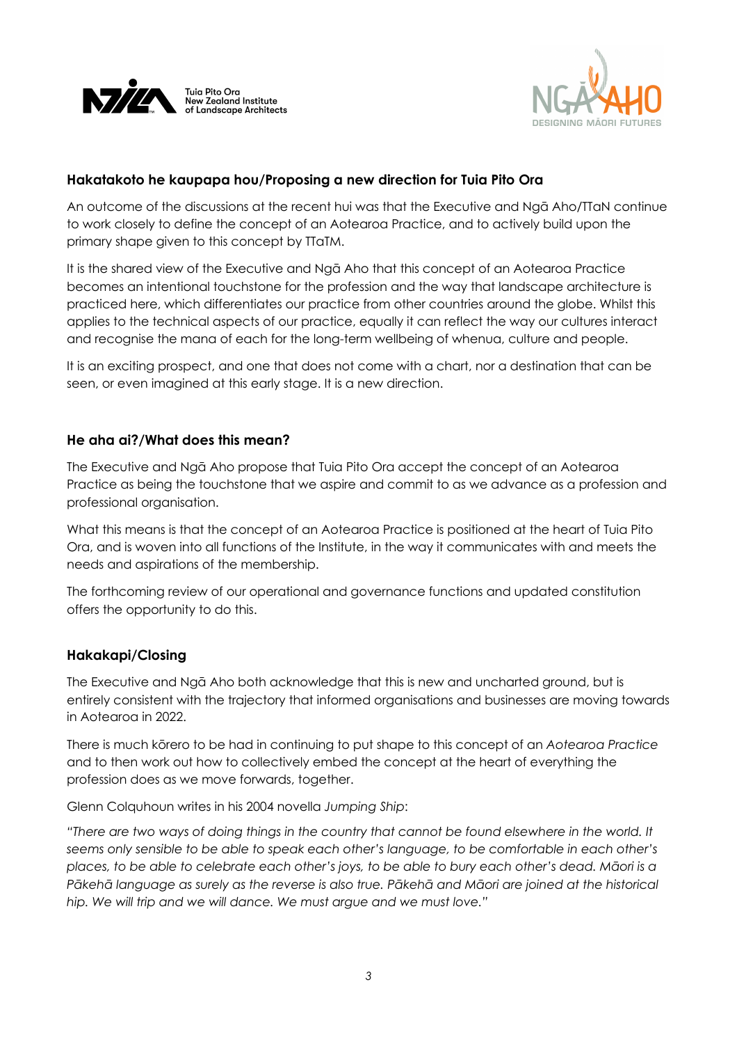**Hakatakoto he kaupapa hou/Proposing a new direction for Tuia Pito Ora**

An outcome of the discussions at the recent hui was that the Executive and Ngā Aho/TTaN continue to work closely to define the concept of an Aotearoa Practice, and to actively build upon the primary shape given to this concept by TTaTM.

It is the shared view of the Executive and Ngā Aho that this concept of an Aotearoa Practice becomes an intentional touchstone for the profession and the way that landscape architecture is practiced here, which differentiates our practice from other countries around the globe. Whilst this applies to the technical aspects of our practice, equally it can reflect the way our cultures interact and recognise the mana of each for the long-term wellbeing of whenua, culture and people.

It is an exciting prospect, and one that does not come with a chart, nor a destination that can be seen, or even imagined at this early stage. It is a new direction.

**He aha ai?/What does this mean?**

The Executive and Ngā Aho propose that Tuia Pito Ora accept the concept of an Aotearoa Practice as being the touchstone that we aspire and commit to as we advance as a profession and professional organisation.

What this means is that the concept of an Aotearoa Practice is positioned at the heart of Tuia Pito Ora, and is woven into all functions of the Institute, in the way it communicates with and meets the needs and aspirations of the membership.

The forthcoming review of our operational and governance functions and updated constitution offers the opportunity to do this.

**Hakakapi/Closing**

The Executive and Ngā Aho both acknowledge that this is new and uncharted ground, but is entirely consistent with the trajectory that informed organisations and businesses are moving towards in Aotearoa in 2022.

There is much kōrero to be had in continuing to put shape to this concept of an *Aotearoa Practice* and to then work out how to collectively embed the concept at the heart of everything the profession does as we move forwards, together.

Glenn Colquhoun writes in his 2004 novella *Jumping Ship*:

*"There are two ways of doing things in the country that cannot be found elsewhere in the world. It seems only sensible to be able to speak each other's language, to be comfortable in each other's places, to be able to celebrate each other's joys, to be able to bury each other's dead. Māori is a Pākehā language as surely as the reverse is also true. Pākehā and Māori are joined at the historical hip. We will trip and we will dance. We must argue and we must love."*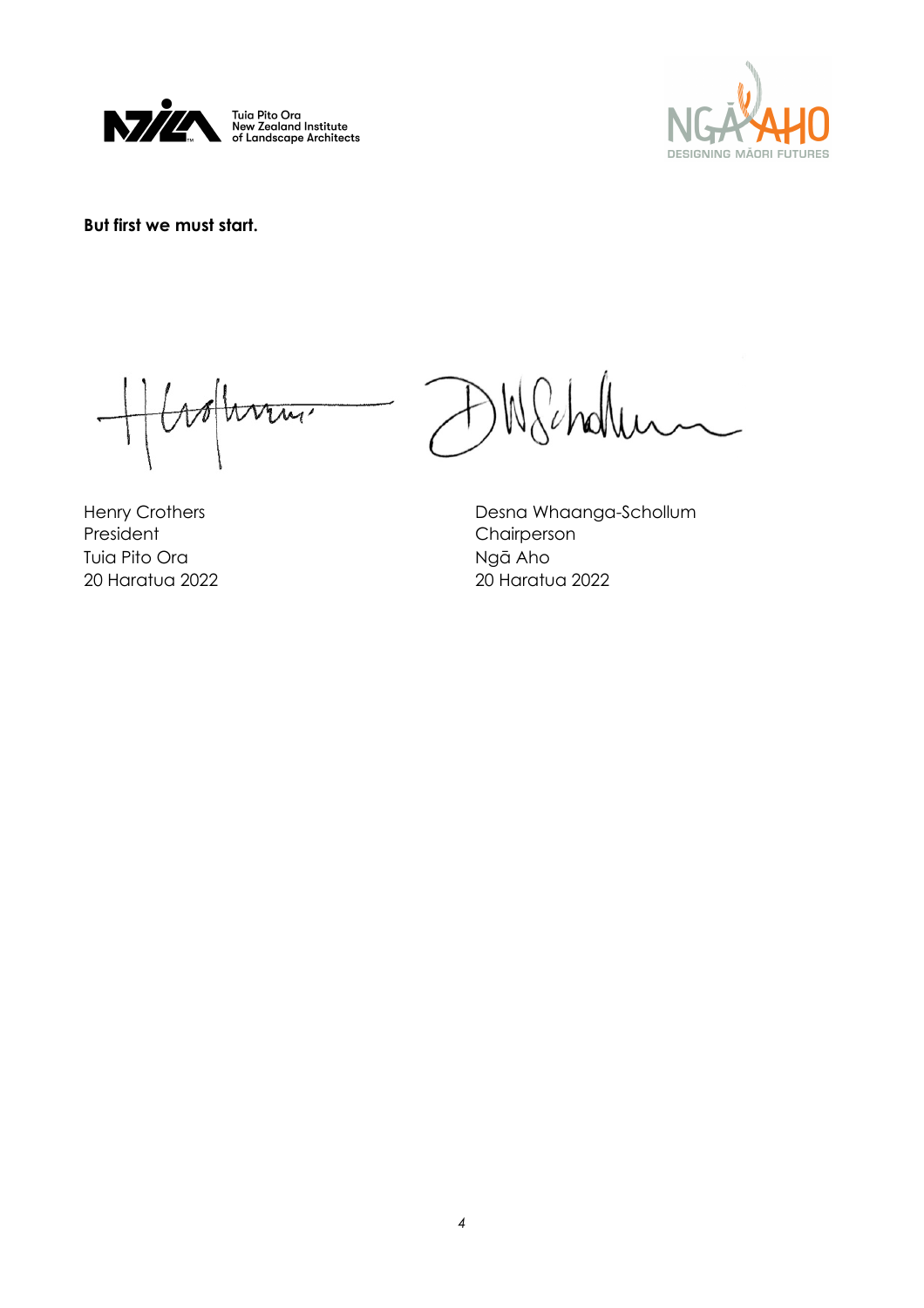**But first we must start.**

Henry Crothers
President
Tuia Pito Ora
20 Haratua 2022

Desna Whaanga-Schollum
Chairperson
Ngā Aho
20 Haratua 2022